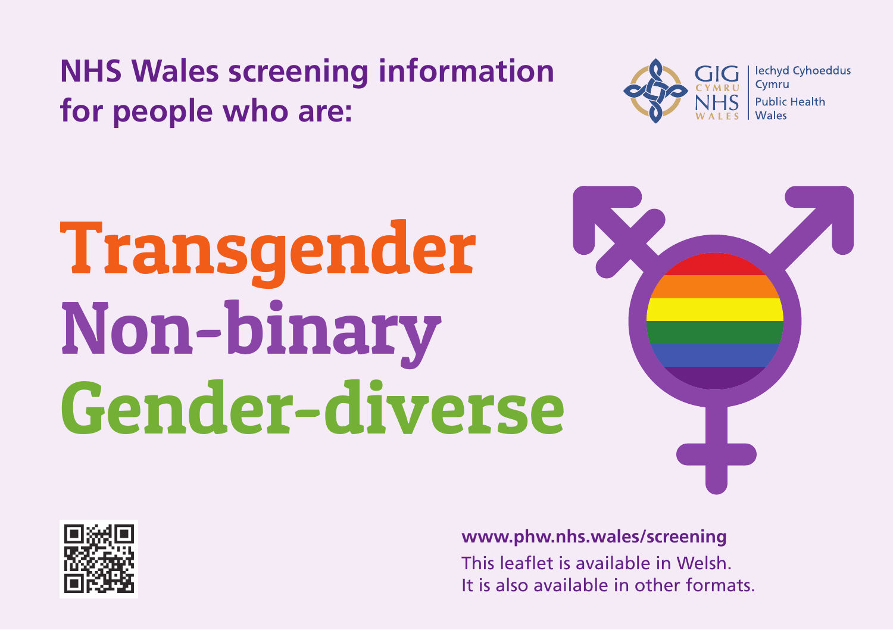## NHS Wales screening information for people who are:

GIG CYMRU NHS WALES | Iechyd Cyhoeddus Cymru | Public Health Wales

# Transgender
# Non-binary
# Gender-diverse

**www.phw.nhs.wales/screening**

This leaflet is available in Welsh.
It is also available in other formats.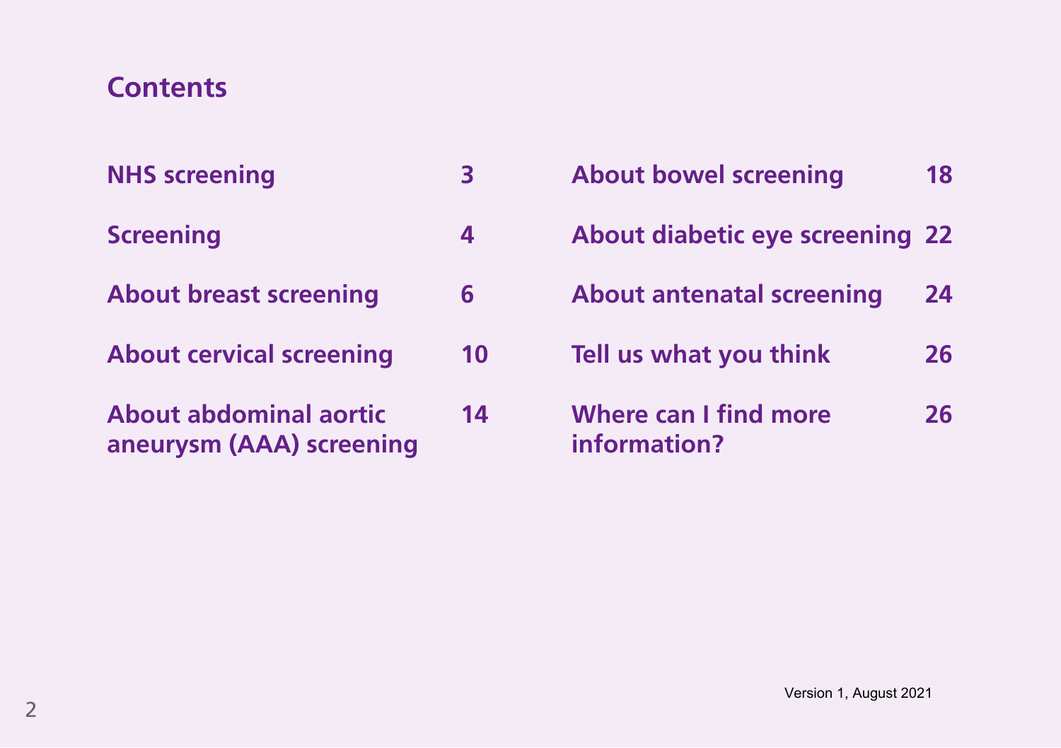## Contents

| | |
|---|---|
| NHS screening | 3 |
| Screening | 4 |
| About breast screening | 6 |
| About cervical screening | 10 |
| About abdominal aortic aneurysm (AAA) screening | 14 |
| About bowel screening | 18 |
| About diabetic eye screening | 22 |
| About antenatal screening | 24 |
| Tell us what you think | 26 |
| Where can I find more information? | 26 |

Version 1, August 2021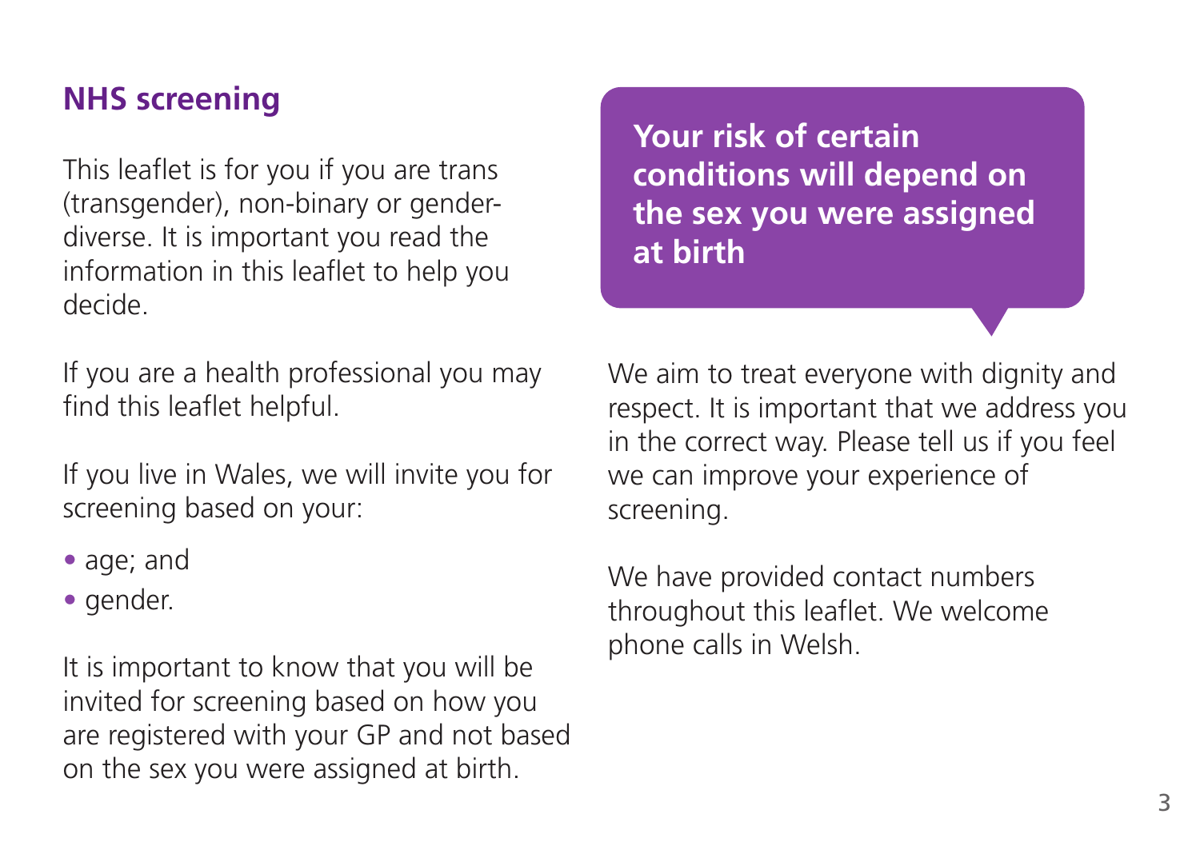## NHS screening

This leaflet is for you if you are trans (transgender), non-binary or gender-diverse. It is important you read the information in this leaflet to help you decide.

If you are a health professional you may find this leaflet helpful.

If you live in Wales, we will invite you for screening based on your:

- age; and
- gender.

It is important to know that you will be invited for screening based on how you are registered with your GP and not based on the sex you were assigned at birth.

**Your risk of certain conditions will depend on the sex you were assigned at birth**

We aim to treat everyone with dignity and respect. It is important that we address you in the correct way. Please tell us if you feel we can improve your experience of screening.

We have provided contact numbers throughout this leaflet. We welcome phone calls in Welsh.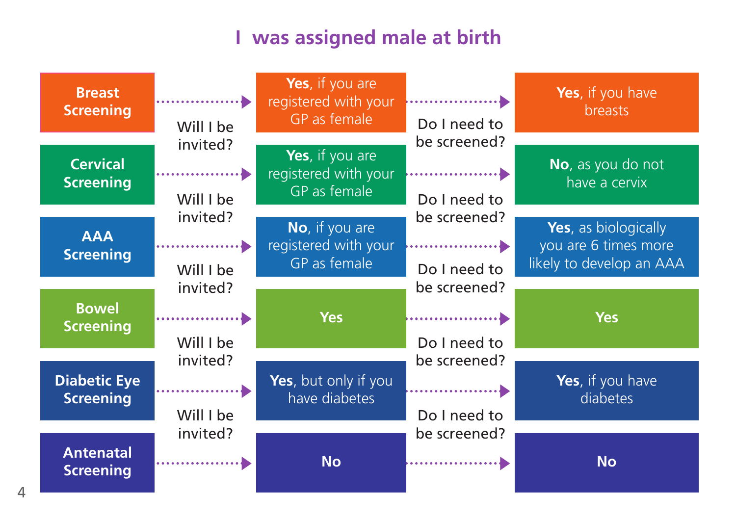# I was assigned male at birth

| Screening | Will I be invited? | Do I need to be screened? |
|---|---|---|
| **Breast Screening** | **Yes**, if you are registered with your GP as female | **Yes**, if you have breasts |
| **Cervical Screening** | **Yes**, if you are registered with your GP as female | **No**, as you do not have a cervix |
| **AAA Screening** | **No**, if you are registered with your GP as female | **Yes**, as biologically you are 6 times more likely to develop an AAA |
| **Bowel Screening** | **Yes** | **Yes** |
| **Diabetic Eye Screening** | **Yes**, but only if you have diabetes | **Yes**, if you have diabetes |
| **Antenatal Screening** | **No** | **No** |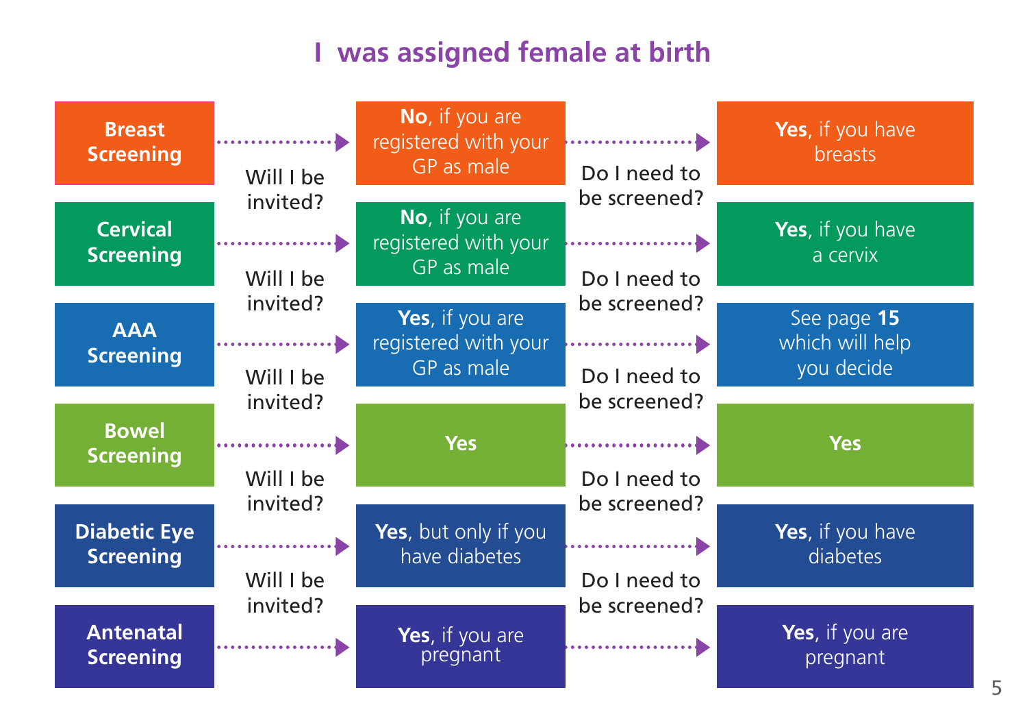# I was assigned female at birth

| Screening | Will I be invited? | Do I need to be screened? |
| --- | --- | --- |
| **Breast Screening** | **No**, if you are registered with your GP as male | **Yes**, if you have breasts |
| **Cervical Screening** | **No**, if you are registered with your GP as male | **Yes**, if you have a cervix |
| **AAA Screening** | **Yes**, if you are registered with your GP as male | See page **15** which will help you decide |
| **Bowel Screening** | **Yes** | **Yes** |
| **Diabetic Eye Screening** | **Yes**, but only if you have diabetes | **Yes**, if you have diabetes |
| **Antenatal Screening** | **Yes**, if you are pregnant | **Yes**, if you are pregnant |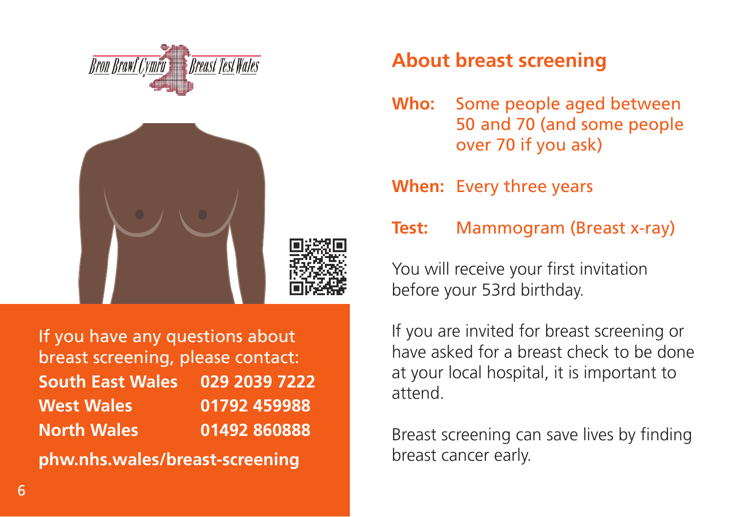Bron Brawf Cymru | Breast Test Wales

If you have any questions about breast screening, please contact:

| | |
|---|---|
| **South East Wales** | **029 2039 7222** |
| **West Wales** | **01792 459988** |
| **North Wales** | **01492 860888** |

**phw.nhs.wales/breast-screening**

## About breast screening

**Who:** Some people aged between 50 and 70 (and some people over 70 if you ask)

**When:** Every three years

**Test:** Mammogram (Breast x-ray)

You will receive your first invitation before your 53rd birthday.

If you are invited for breast screening or have asked for a breast check to be done at your local hospital, it is important to attend.

Breast screening can save lives by finding breast cancer early.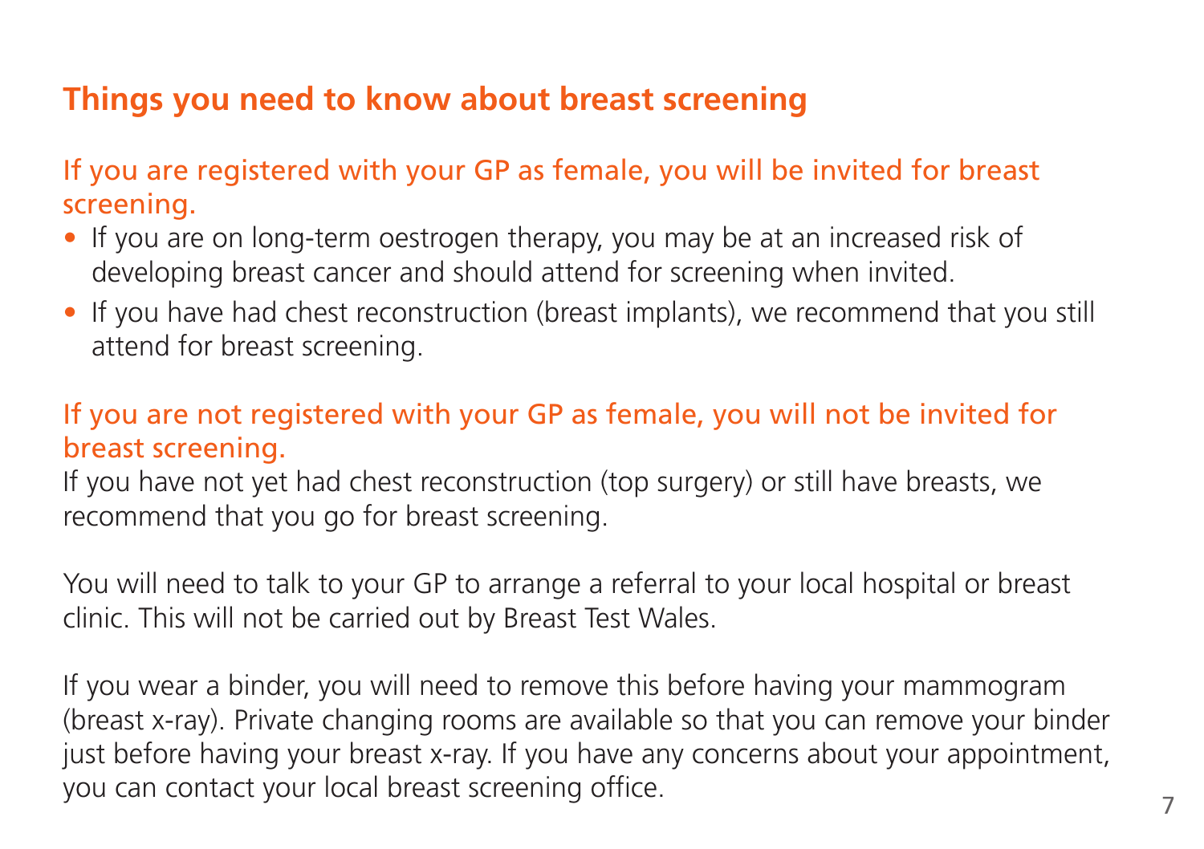## Things you need to know about breast screening

### If you are registered with your GP as female, you will be invited for breast screening.

- If you are on long-term oestrogen therapy, you may be at an increased risk of developing breast cancer and should attend for screening when invited.
- If you have had chest reconstruction (breast implants), we recommend that you still attend for breast screening.

### If you are not registered with your GP as female, you will not be invited for breast screening.

If you have not yet had chest reconstruction (top surgery) or still have breasts, we recommend that you go for breast screening.

You will need to talk to your GP to arrange a referral to your local hospital or breast clinic. This will not be carried out by Breast Test Wales.

If you wear a binder, you will need to remove this before having your mammogram (breast x-ray). Private changing rooms are available so that you can remove your binder just before having your breast x-ray. If you have any concerns about your appointment, you can contact your local breast screening office.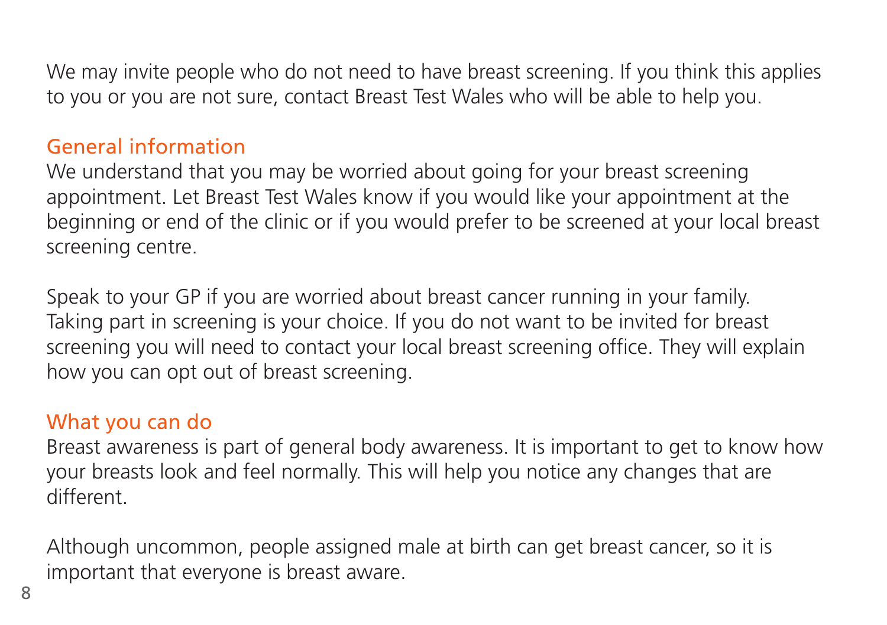We may invite people who do not need to have breast screening. If you think this applies to you or you are not sure, contact Breast Test Wales who will be able to help you.

## General information

We understand that you may be worried about going for your breast screening appointment. Let Breast Test Wales know if you would like your appointment at the beginning or end of the clinic or if you would prefer to be screened at your local breast screening centre.

Speak to your GP if you are worried about breast cancer running in your family. Taking part in screening is your choice. If you do not want to be invited for breast screening you will need to contact your local breast screening office. They will explain how you can opt out of breast screening.

## What you can do

Breast awareness is part of general body awareness. It is important to get to know how your breasts look and feel normally. This will help you notice any changes that are different.

Although uncommon, people assigned male at birth can get breast cancer, so it is important that everyone is breast aware.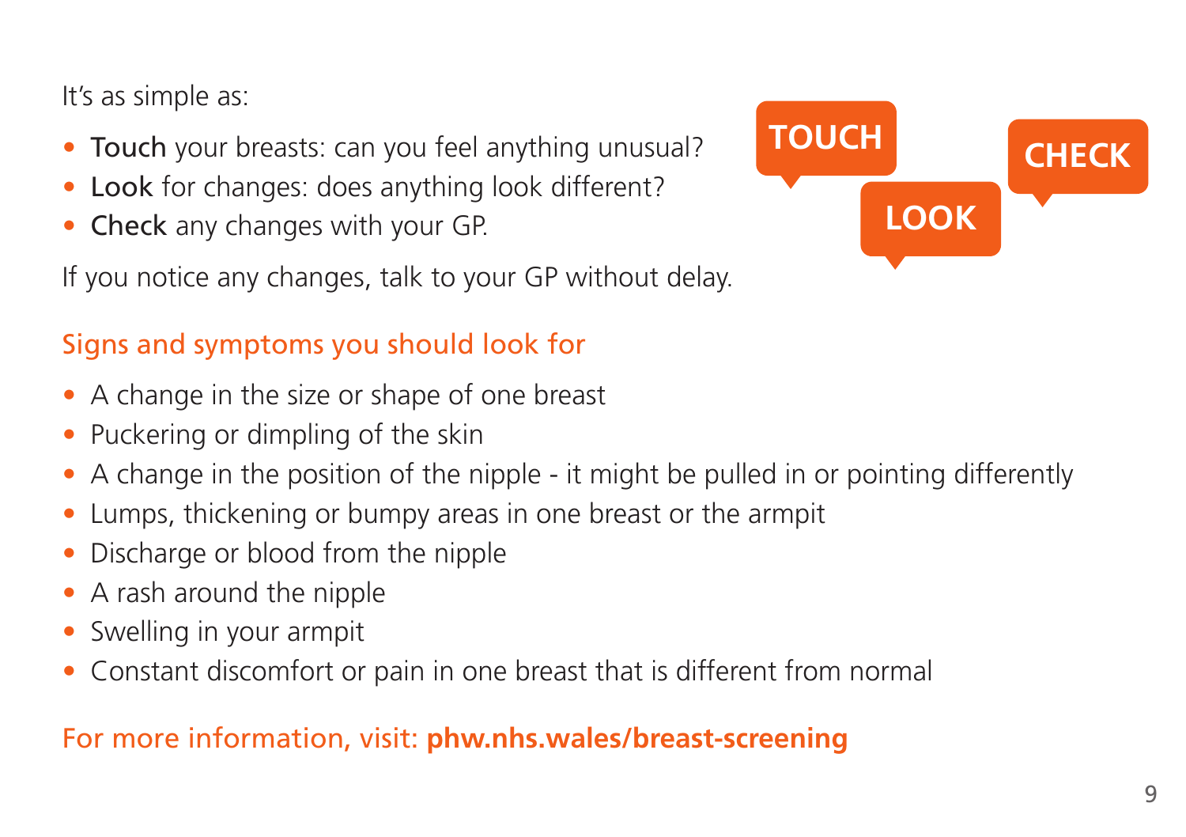It's as simple as:

- **Touch** your breasts: can you feel anything unusual?
- **Look** for changes: does anything look different?
- **Check** any changes with your GP.

TOUCH LOOK CHECK

If you notice any changes, talk to your GP without delay.

## Signs and symptoms you should look for

- A change in the size or shape of one breast
- Puckering or dimpling of the skin
- A change in the position of the nipple - it might be pulled in or pointing differently
- Lumps, thickening or bumpy areas in one breast or the armpit
- Discharge or blood from the nipple
- A rash around the nipple
- Swelling in your armpit
- Constant discomfort or pain in one breast that is different from normal

For more information, visit: **phw.nhs.wales/breast-screening**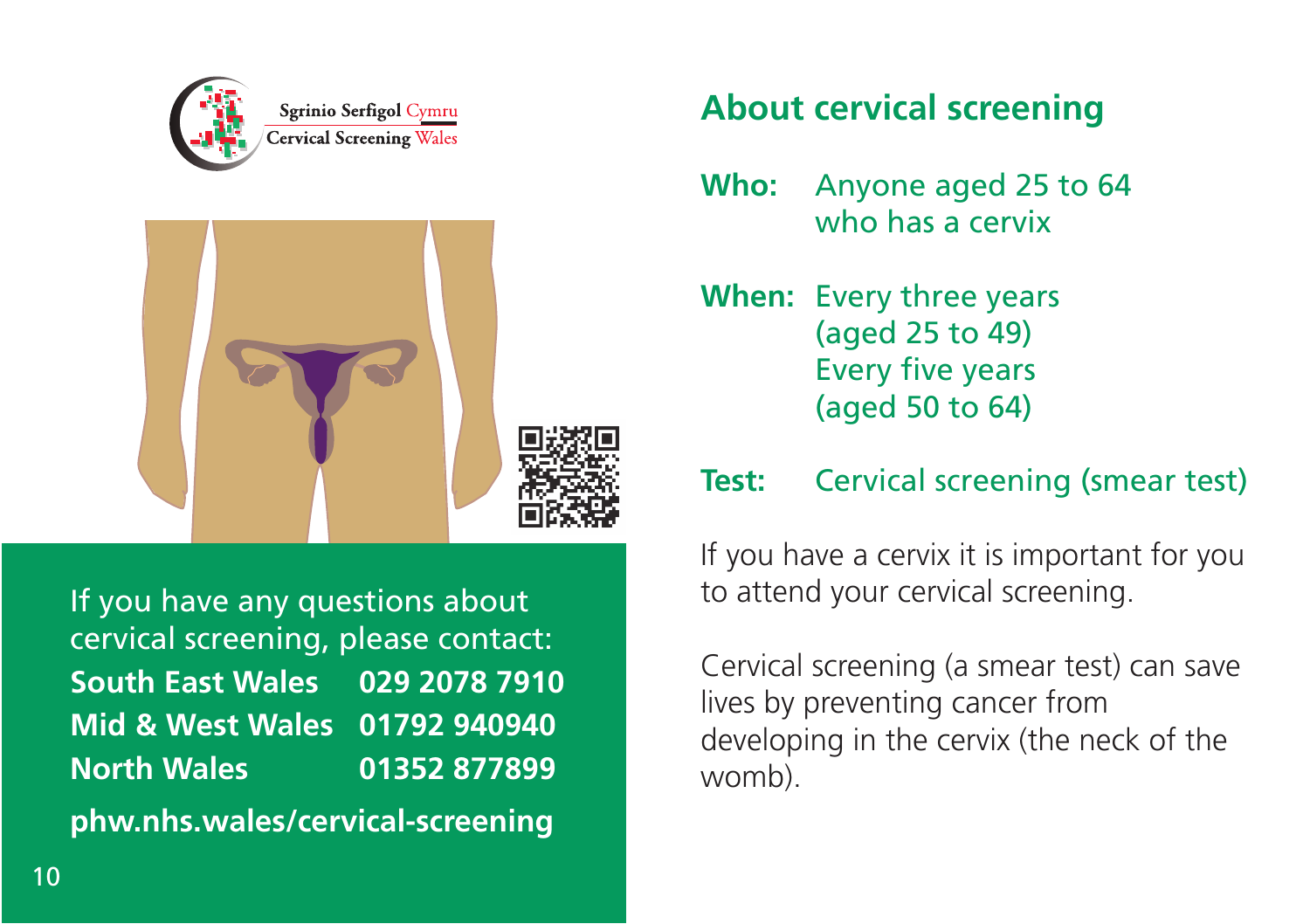Sgrinio Serfigol Cymru
Cervical Screening Wales

If you have any questions about cervical screening, please contact:

| | |
|---|---|
| **South East Wales** | **029 2078 7910** |
| **Mid & West Wales** | **01792 940940** |
| **North Wales** | **01352 877899** |

**phw.nhs.wales/cervical-screening**

## About cervical screening

**Who:** Anyone aged 25 to 64 who has a cervix

**When:** Every three years (aged 25 to 49)
Every five years (aged 50 to 64)

**Test:** Cervical screening (smear test)

If you have a cervix it is important for you to attend your cervical screening.

Cervical screening (a smear test) can save lives by preventing cancer from developing in the cervix (the neck of the womb).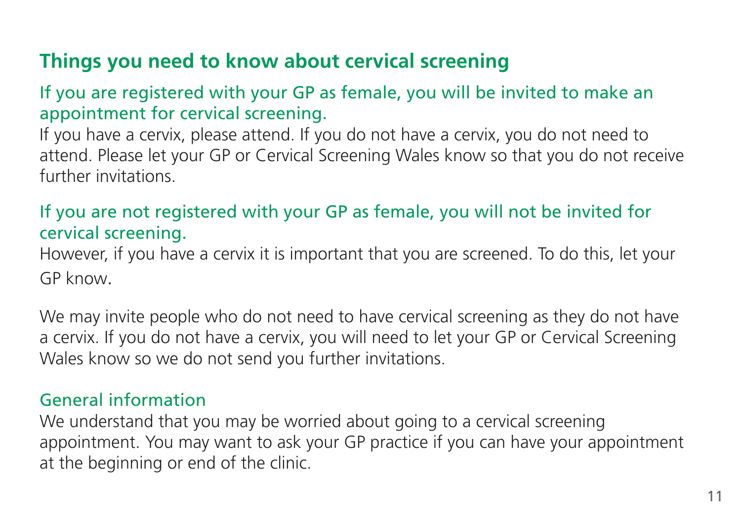## Things you need to know about cervical screening

### If you are registered with your GP as female, you will be invited to make an appointment for cervical screening.

If you have a cervix, please attend. If you do not have a cervix, you do not need to attend. Please let your GP or Cervical Screening Wales know so that you do not receive further invitations.

### If you are not registered with your GP as female, you will not be invited for cervical screening.

However, if you have a cervix it is important that you are screened. To do this, let your GP know.

We may invite people who do not need to have cervical screening as they do not have a cervix. If you do not have a cervix, you will need to let your GP or Cervical Screening Wales know so we do not send you further invitations.

### General information

We understand that you may be worried about going to a cervical screening appointment. You may want to ask your GP practice if you can have your appointment at the beginning or end of the clinic.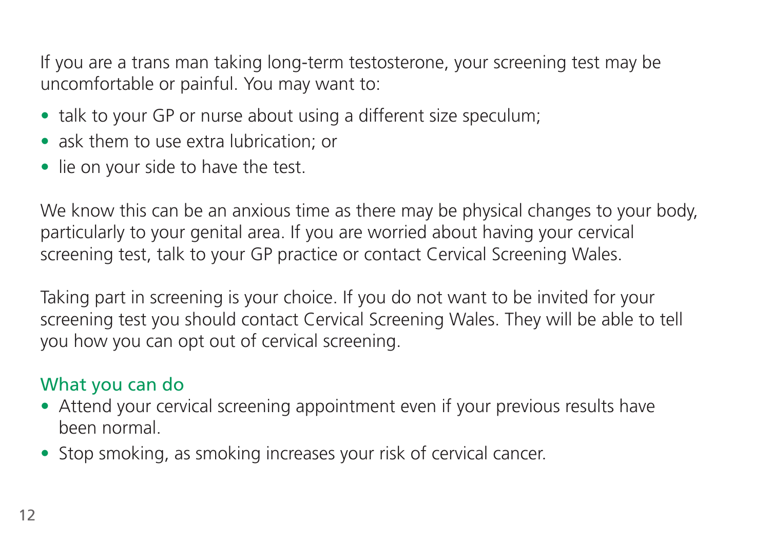If you are a trans man taking long-term testosterone, your screening test may be uncomfortable or painful. You may want to:

- talk to your GP or nurse about using a different size speculum;
- ask them to use extra lubrication; or
- lie on your side to have the test.

We know this can be an anxious time as there may be physical changes to your body, particularly to your genital area. If you are worried about having your cervical screening test, talk to your GP practice or contact Cervical Screening Wales.

Taking part in screening is your choice. If you do not want to be invited for your screening test you should contact Cervical Screening Wales. They will be able to tell you how you can opt out of cervical screening.

## What you can do

- Attend your cervical screening appointment even if your previous results have been normal.
- Stop smoking, as smoking increases your risk of cervical cancer.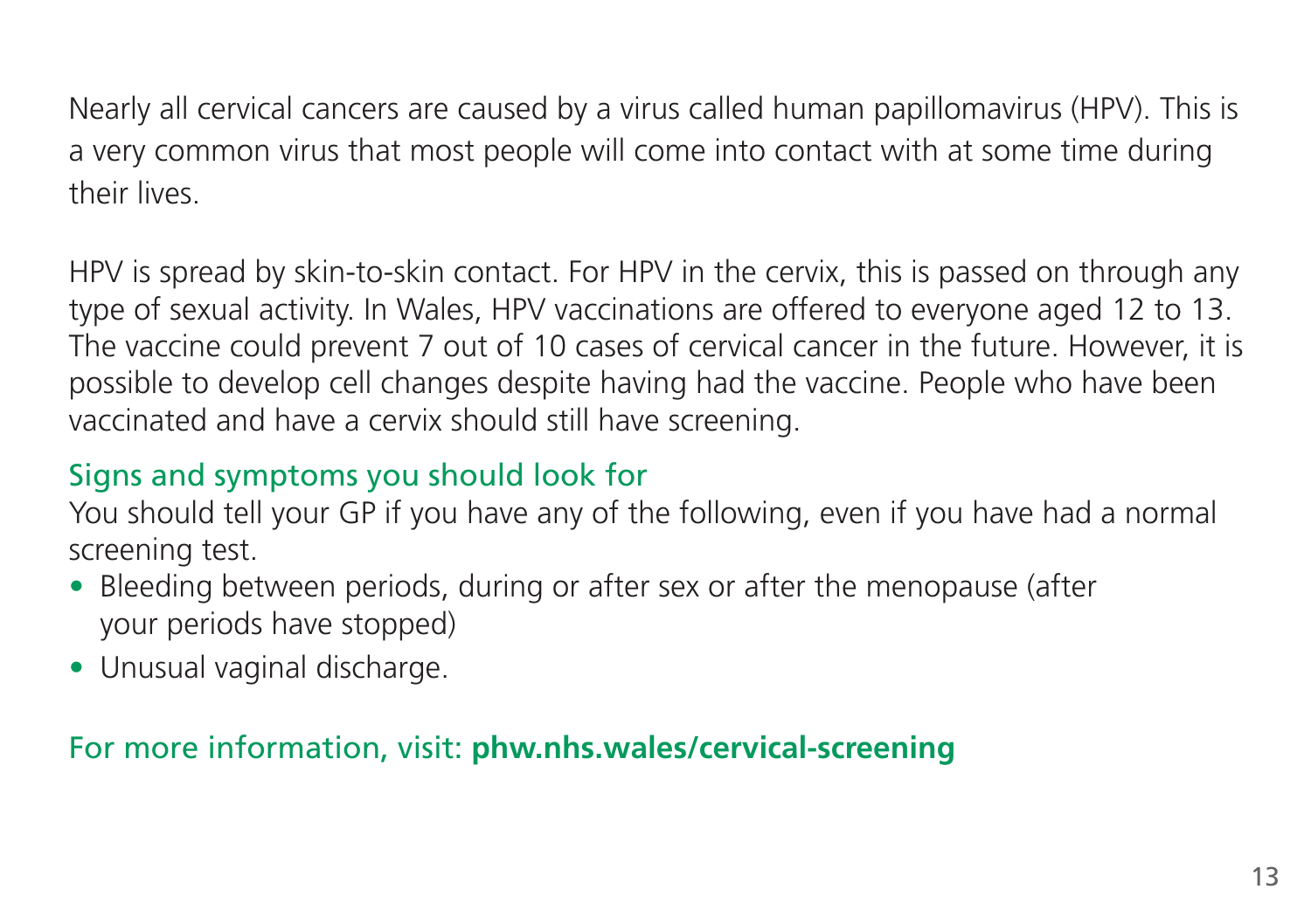Nearly all cervical cancers are caused by a virus called human papillomavirus (HPV). This is a very common virus that most people will come into contact with at some time during their lives.

HPV is spread by skin-to-skin contact. For HPV in the cervix, this is passed on through any type of sexual activity. In Wales, HPV vaccinations are offered to everyone aged 12 to 13. The vaccine could prevent 7 out of 10 cases of cervical cancer in the future. However, it is possible to develop cell changes despite having had the vaccine. People who have been vaccinated and have a cervix should still have screening.

### Signs and symptoms you should look for

You should tell your GP if you have any of the following, even if you have had a normal screening test.

- Bleeding between periods, during or after sex or after the menopause (after your periods have stopped)
- Unusual vaginal discharge.

For more information, visit: **phw.nhs.wales/cervical-screening**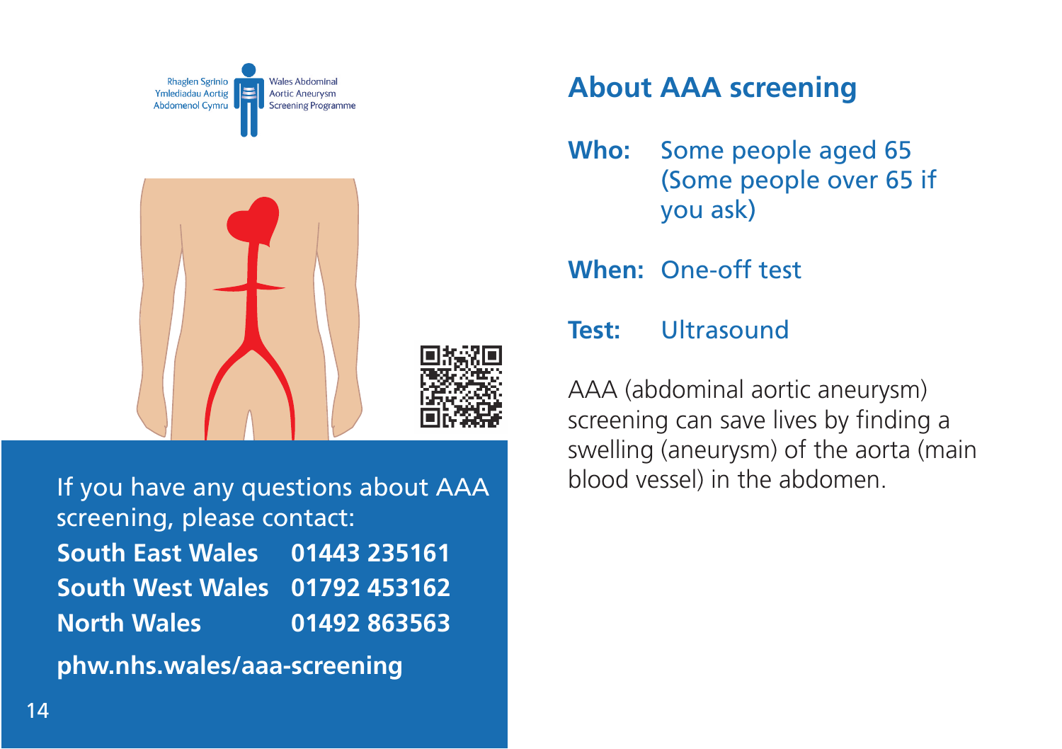Rhaglen Sgrinio Ymlediadau Aortig Abdomenol Cymru

Wales Abdominal Aortic Aneurysm Screening Programme

If you have any questions about AAA screening, please contact:

| | |
|---|---|
| **South East Wales** | **01443 235161** |
| **South West Wales** | **01792 453162** |
| **North Wales** | **01492 863563** |

**phw.nhs.wales/aaa-screening**

## About AAA screening

**Who:** Some people aged 65 (Some people over 65 if you ask)

**When:** One-off test

**Test:** Ultrasound

AAA (abdominal aortic aneurysm) screening can save lives by finding a swelling (aneurysm) of the aorta (main blood vessel) in the abdomen.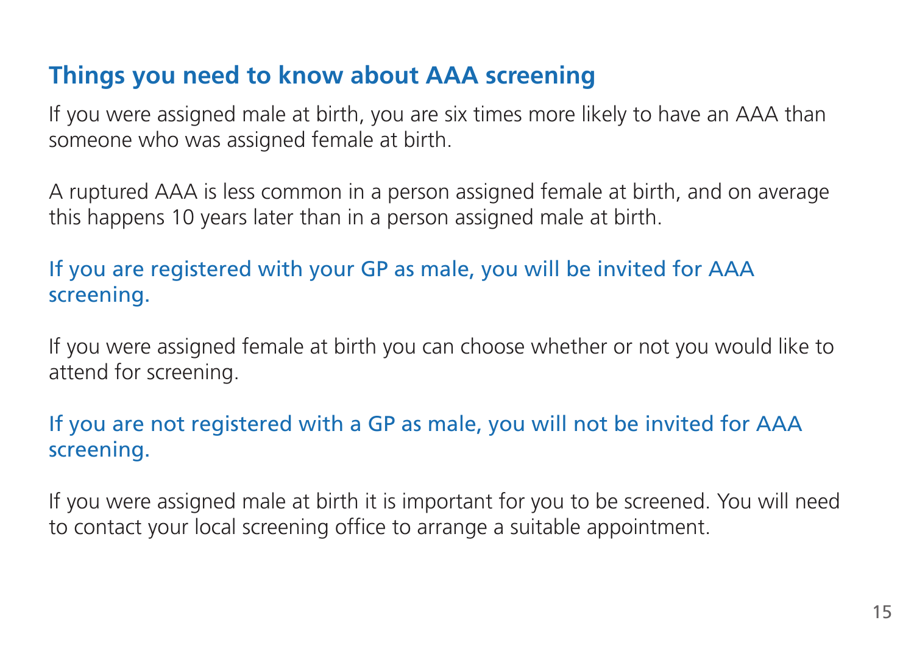## Things you need to know about AAA screening

If you were assigned male at birth, you are six times more likely to have an AAA than someone who was assigned female at birth.

A ruptured AAA is less common in a person assigned female at birth, and on average this happens 10 years later than in a person assigned male at birth.

**If you are registered with your GP as male, you will be invited for AAA screening.**

If you were assigned female at birth you can choose whether or not you would like to attend for screening.

**If you are not registered with a GP as male, you will not be invited for AAA screening.**

If you were assigned male at birth it is important for you to be screened. You will need to contact your local screening office to arrange a suitable appointment.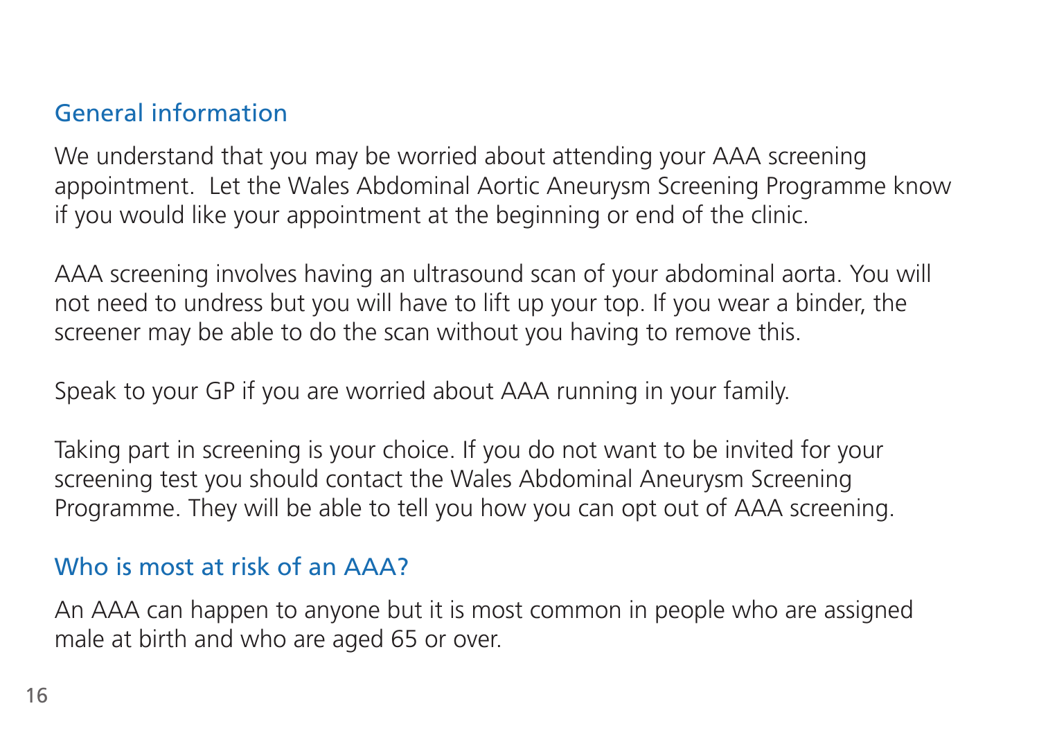## General information

We understand that you may be worried about attending your AAA screening appointment. Let the Wales Abdominal Aortic Aneurysm Screening Programme know if you would like your appointment at the beginning or end of the clinic.

AAA screening involves having an ultrasound scan of your abdominal aorta. You will not need to undress but you will have to lift up your top. If you wear a binder, the screener may be able to do the scan without you having to remove this.

Speak to your GP if you are worried about AAA running in your family.

Taking part in screening is your choice. If you do not want to be invited for your screening test you should contact the Wales Abdominal Aneurysm Screening Programme. They will be able to tell you how you can opt out of AAA screening.

## Who is most at risk of an AAA?

An AAA can happen to anyone but it is most common in people who are assigned male at birth and who are aged 65 or over.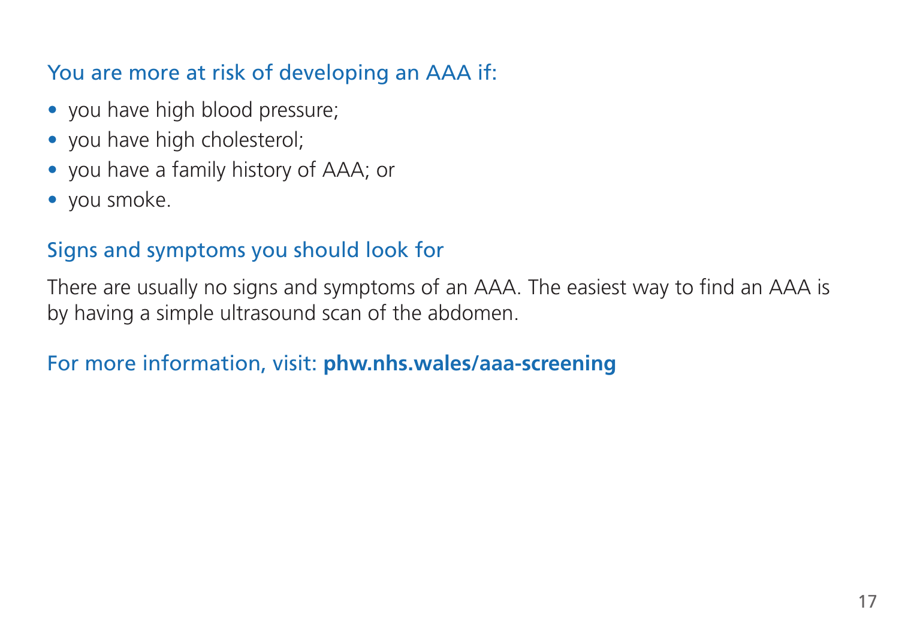## You are more at risk of developing an AAA if:

- you have high blood pressure;
- you have high cholesterol;
- you have a family history of AAA; or
- you smoke.

## Signs and symptoms you should look for

There are usually no signs and symptoms of an AAA. The easiest way to find an AAA is by having a simple ultrasound scan of the abdomen.

For more information, visit: **phw.nhs.wales/aaa-screening**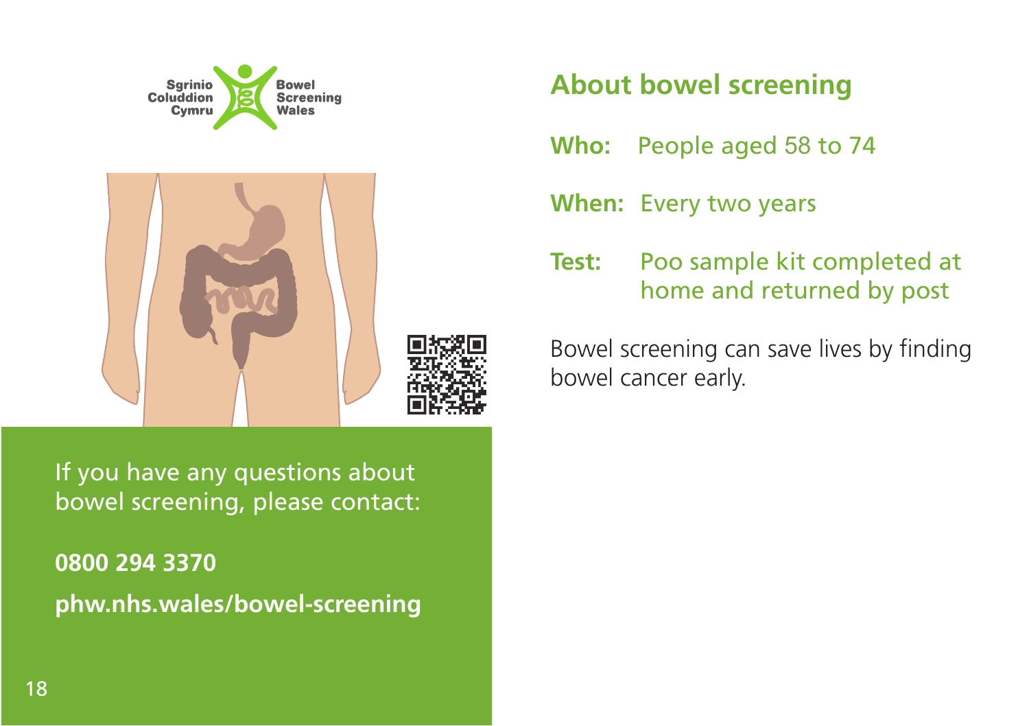Sgrinio Coluddion Cymru
Bowel Screening Wales

If you have any questions about bowel screening, please contact:

**0800 294 3370**

**phw.nhs.wales/bowel-screening**

## About bowel screening

**Who:** People aged 58 to 74

**When:** Every two years

**Test:** Poo sample kit completed at home and returned by post

Bowel screening can save lives by finding bowel cancer early.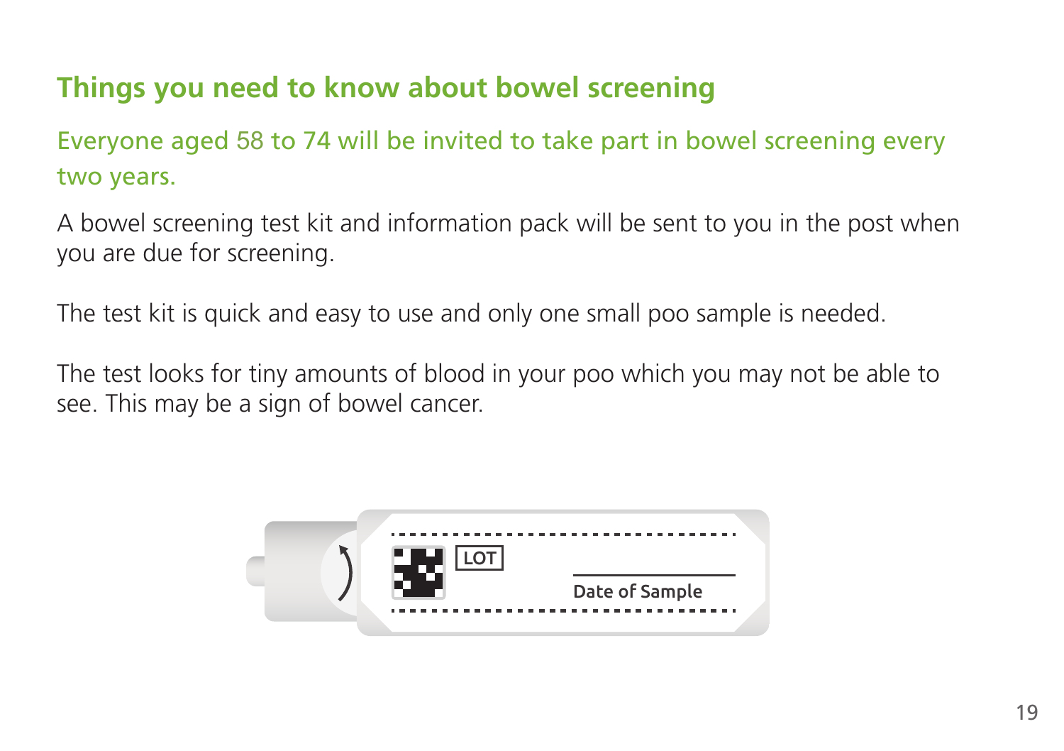## Things you need to know about bowel screening

Everyone aged 58 to 74 will be invited to take part in bowel screening every two years.

A bowel screening test kit and information pack will be sent to you in the post when you are due for screening.

The test kit is quick and easy to use and only one small poo sample is needed.

The test looks for tiny amounts of blood in your poo which you may not be able to see. This may be a sign of bowel cancer.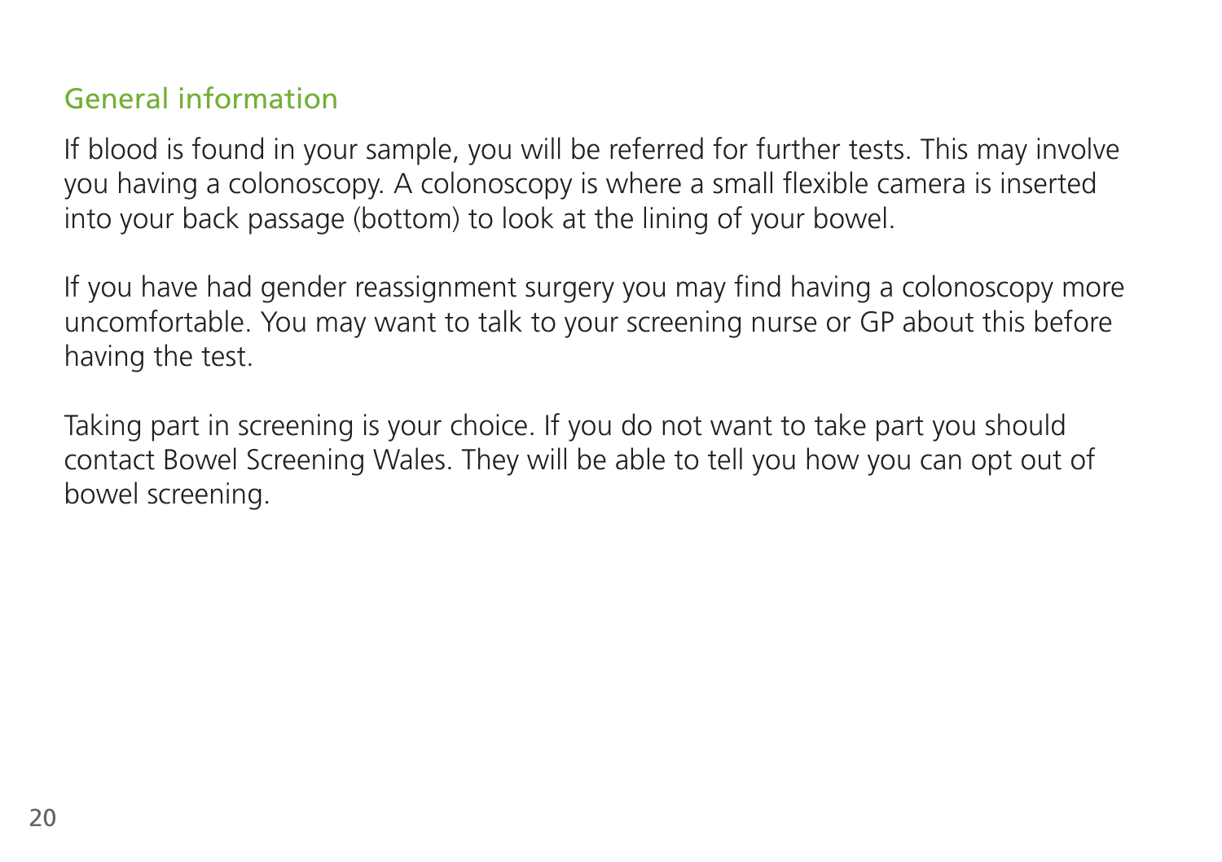## General information

If blood is found in your sample, you will be referred for further tests. This may involve you having a colonoscopy. A colonoscopy is where a small flexible camera is inserted into your back passage (bottom) to look at the lining of your bowel.

If you have had gender reassignment surgery you may find having a colonoscopy more uncomfortable. You may want to talk to your screening nurse or GP about this before having the test.

Taking part in screening is your choice. If you do not want to take part you should contact Bowel Screening Wales. They will be able to tell you how you can opt out of bowel screening.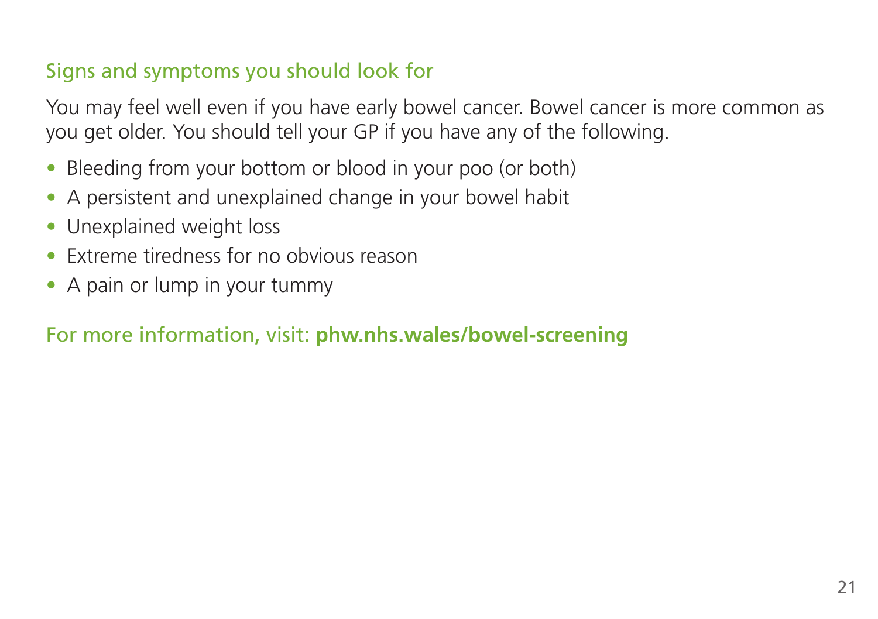## Signs and symptoms you should look for

You may feel well even if you have early bowel cancer. Bowel cancer is more common as you get older. You should tell your GP if you have any of the following.

- Bleeding from your bottom or blood in your poo (or both)
- A persistent and unexplained change in your bowel habit
- Unexplained weight loss
- Extreme tiredness for no obvious reason
- A pain or lump in your tummy

For more information, visit: **phw.nhs.wales/bowel-screening**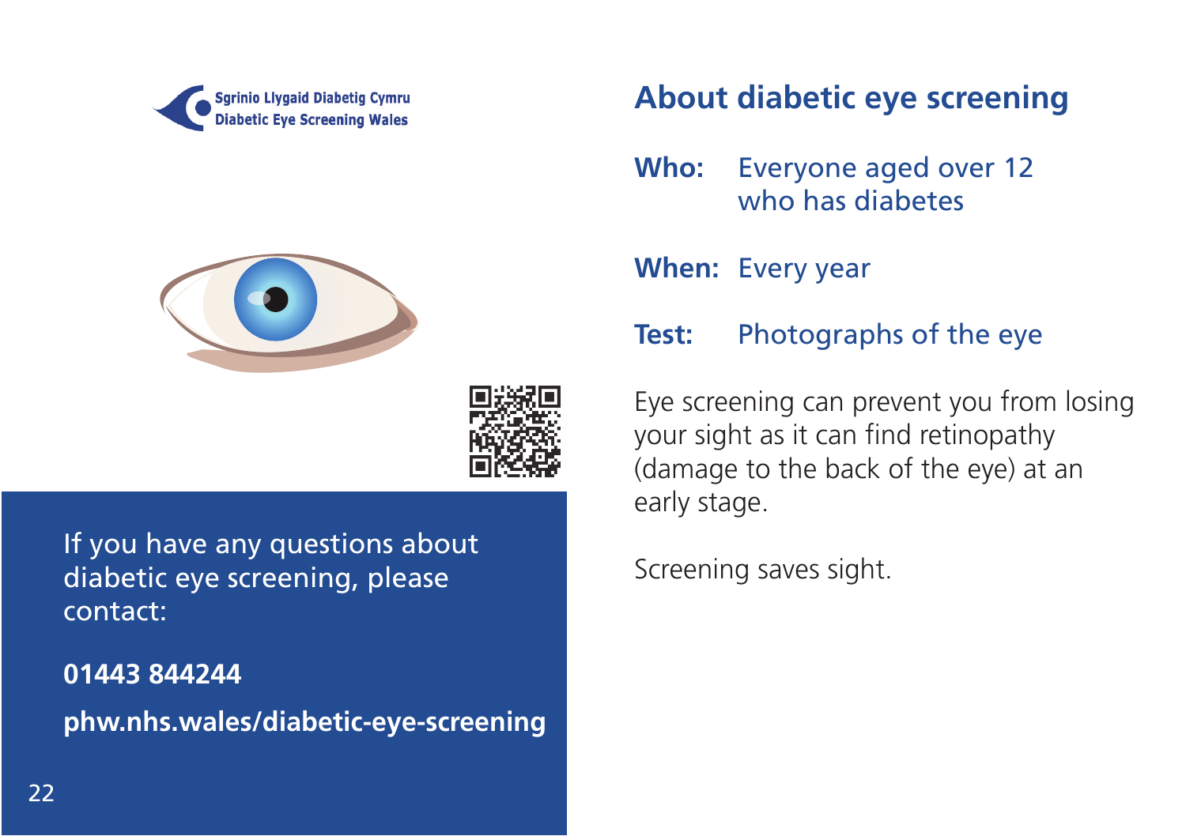Sgrinio Llygaid Diabetig Cymru
Diabetic Eye Screening Wales

If you have any questions about diabetic eye screening, please contact:

**01443 844244**

**phw.nhs.wales/diabetic-eye-screening**

## About diabetic eye screening

**Who:** Everyone aged over 12 who has diabetes

**When:** Every year

**Test:** Photographs of the eye

Eye screening can prevent you from losing your sight as it can find retinopathy (damage to the back of the eye) at an early stage.

Screening saves sight.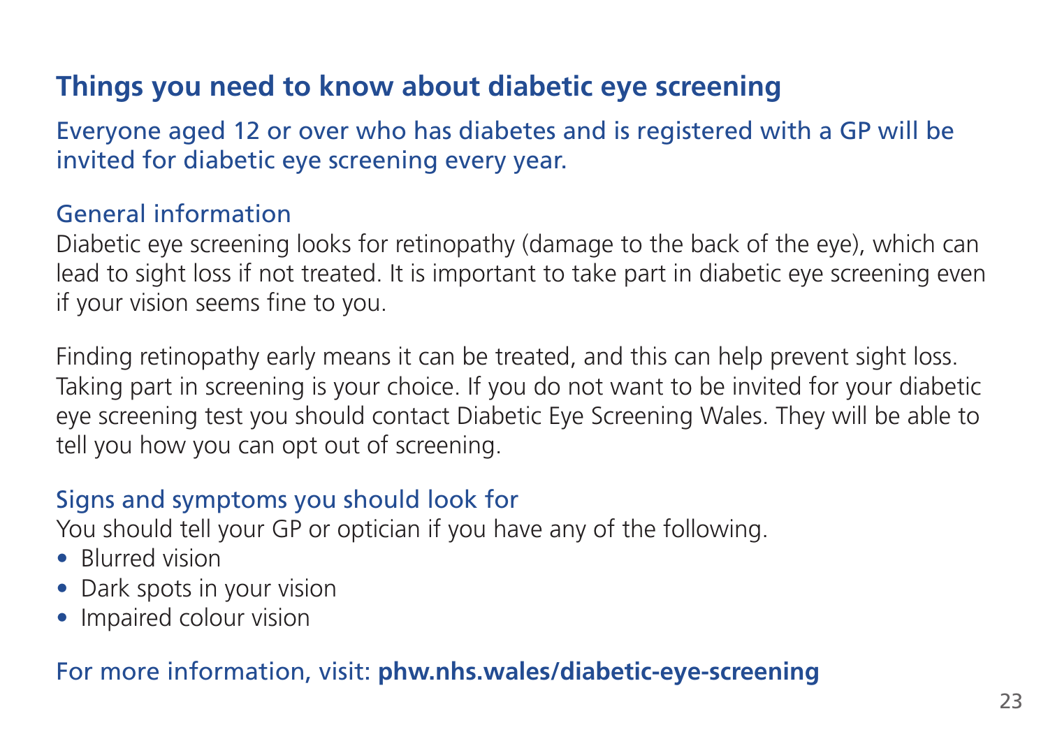## Things you need to know about diabetic eye screening

Everyone aged 12 or over who has diabetes and is registered with a GP will be invited for diabetic eye screening every year.

### General information

Diabetic eye screening looks for retinopathy (damage to the back of the eye), which can lead to sight loss if not treated. It is important to take part in diabetic eye screening even if your vision seems fine to you.

Finding retinopathy early means it can be treated, and this can help prevent sight loss. Taking part in screening is your choice. If you do not want to be invited for your diabetic eye screening test you should contact Diabetic Eye Screening Wales. They will be able to tell you how you can opt out of screening.

### Signs and symptoms you should look for

You should tell your GP or optician if you have any of the following.

- Blurred vision
- Dark spots in your vision
- Impaired colour vision

For more information, visit: **phw.nhs.wales/diabetic-eye-screening**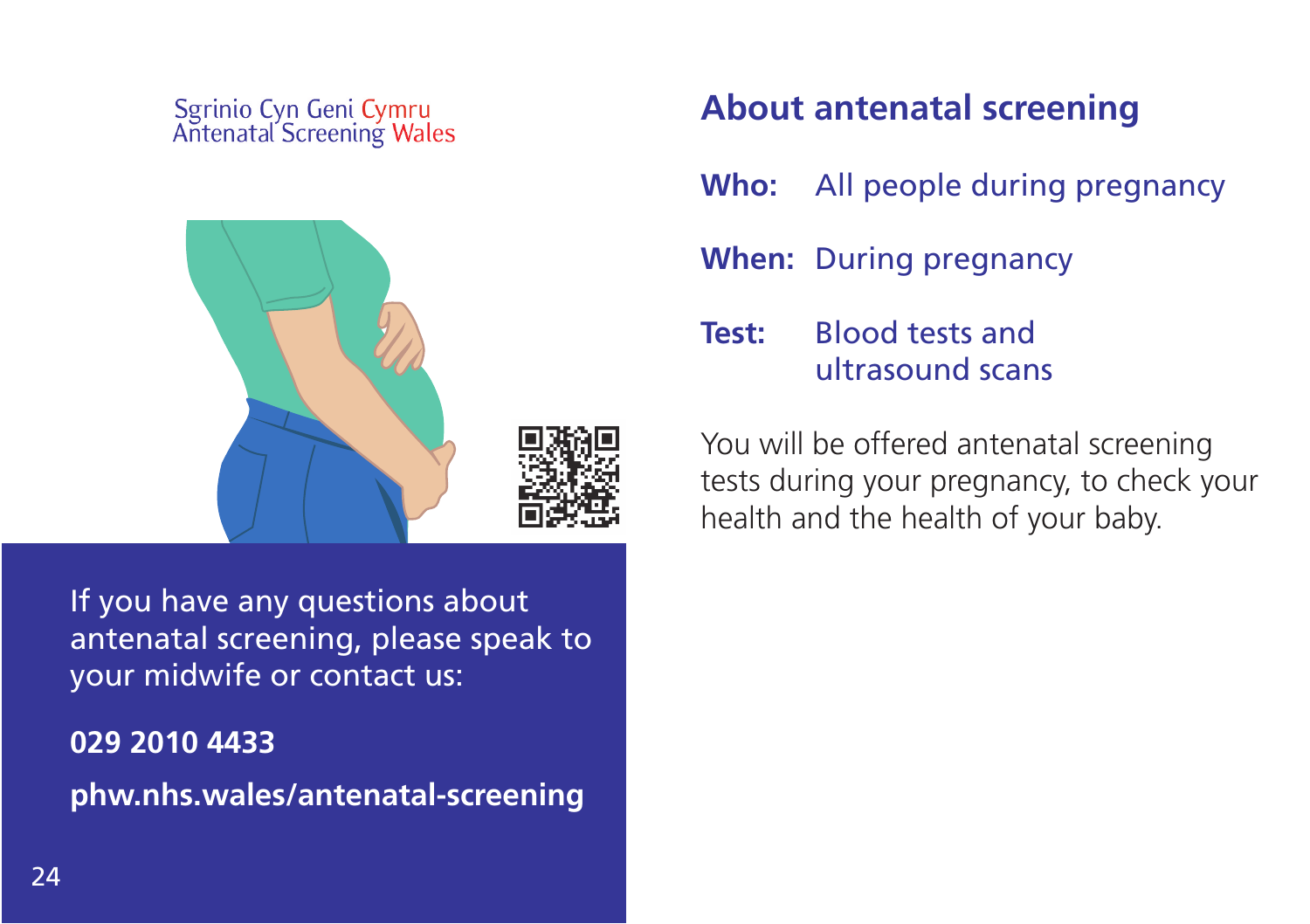Sgrinio Cyn Geni Cymru
Antenatal Screening Wales

If you have any questions about antenatal screening, please speak to your midwife or contact us:

**029 2010 4433**

**phw.nhs.wales/antenatal-screening**

## About antenatal screening

**Who:** All people during pregnancy

**When:** During pregnancy

**Test:** Blood tests and ultrasound scans

You will be offered antenatal screening tests during your pregnancy, to check your health and the health of your baby.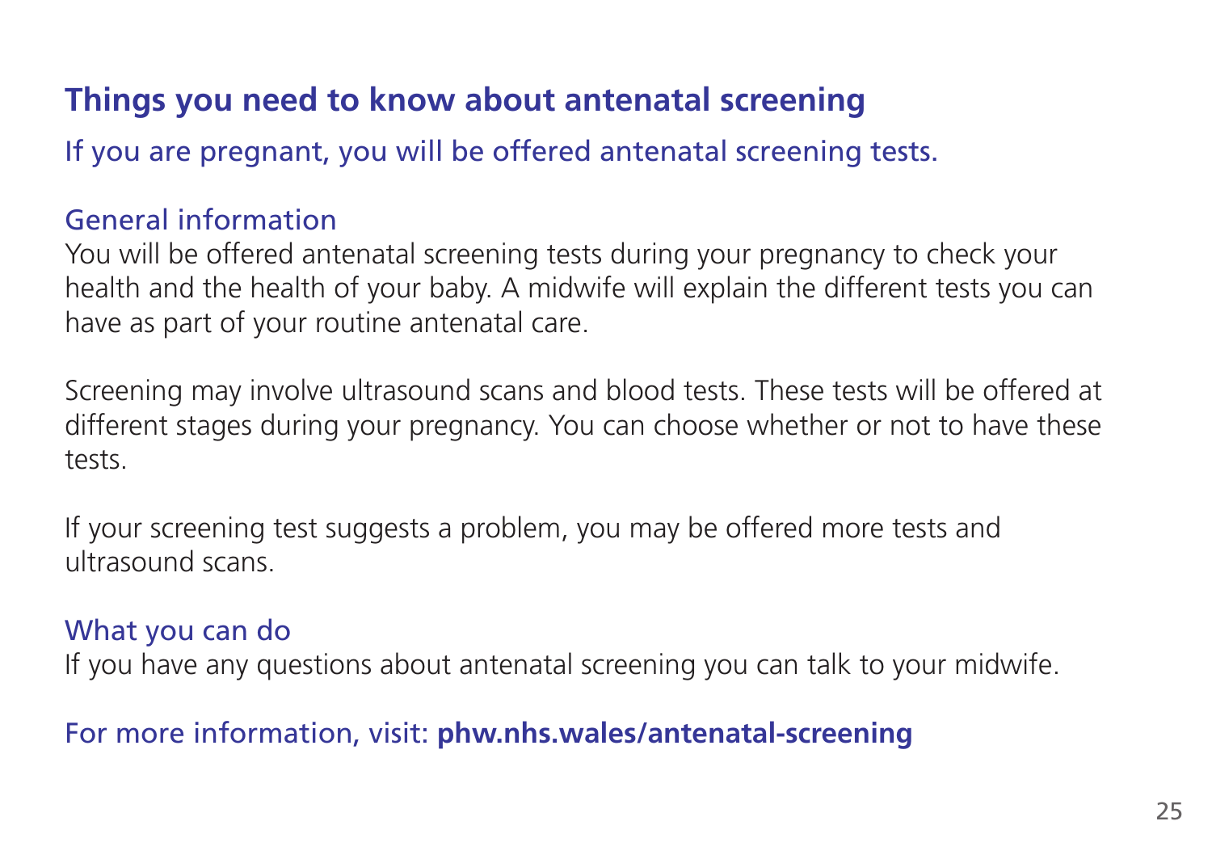## Things you need to know about antenatal screening

If you are pregnant, you will be offered antenatal screening tests.

### General information

You will be offered antenatal screening tests during your pregnancy to check your health and the health of your baby. A midwife will explain the different tests you can have as part of your routine antenatal care.

Screening may involve ultrasound scans and blood tests. These tests will be offered at different stages during your pregnancy. You can choose whether or not to have these tests.

If your screening test suggests a problem, you may be offered more tests and ultrasound scans.

### What you can do

If you have any questions about antenatal screening you can talk to your midwife.

For more information, visit: **phw.nhs.wales/antenatal-screening**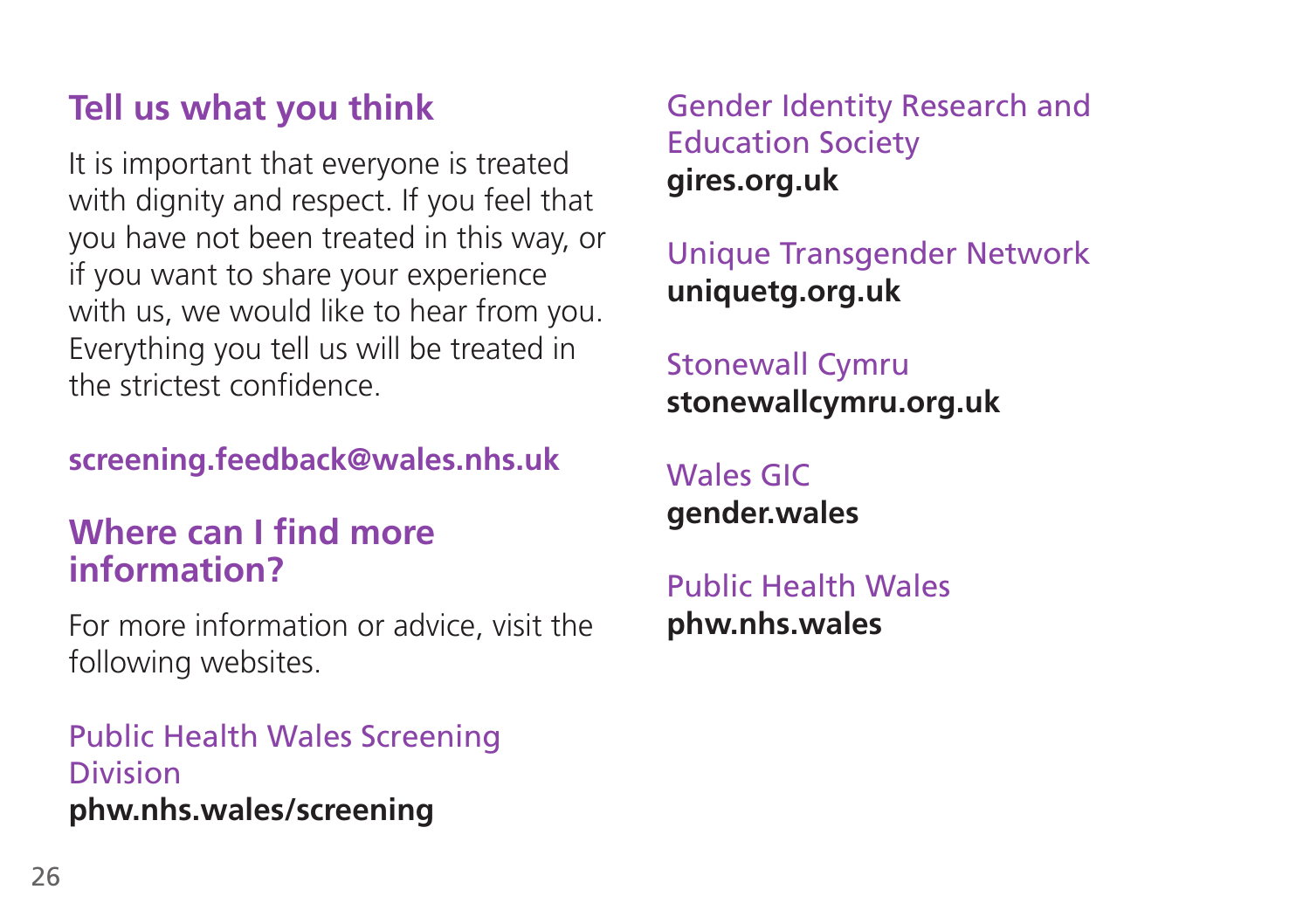## Tell us what you think

It is important that everyone is treated with dignity and respect. If you feel that you have not been treated in this way, or if you want to share your experience with us, we would like to hear from you. Everything you tell us will be treated in the strictest confidence.

**screening.feedback@wales.nhs.uk**

## Where can I find more information?

For more information or advice, visit the following websites.

Public Health Wales Screening Division
**phw.nhs.wales/screening**

Gender Identity Research and Education Society
**gires.org.uk**

Unique Transgender Network
**uniquetg.org.uk**

Stonewall Cymru
**stonewallcymru.org.uk**

Wales GIC
**gender.wales**

Public Health Wales
**phw.nhs.wales**